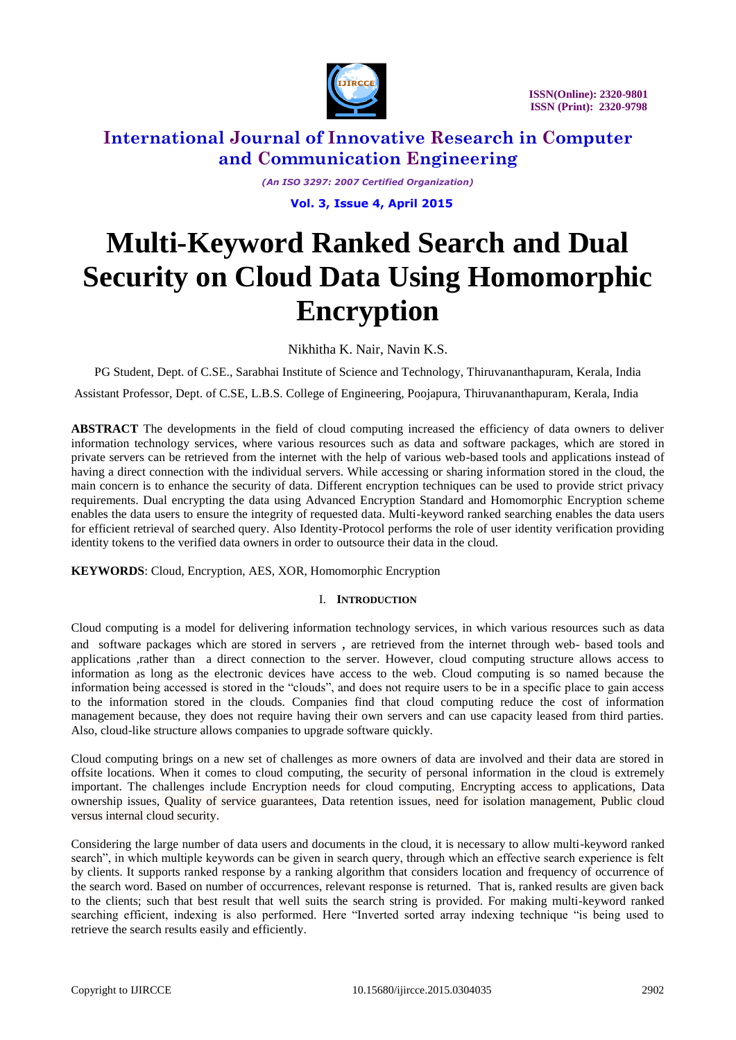# Multi-Keyword Ranked Search and Dual Security on Cloud Data Using Homomorphic Encryption

Nikhitha K. Nair, Navin K.S.

PG Student, Dept. of C.SE., Sarabhai Institute of Science and Technology, Thiruvananthapuram, Kerala, India

Assistant Professor, Dept. of C.SE, L.B.S. College of Engineering, Poojapura, Thiruvananthapuram, Kerala, India

**ABSTRACT** The developments in the field of cloud computing increased the efficiency of data owners to deliver information technology services, where various resources such as data and software packages, which are stored in private servers can be retrieved from the internet with the help of various web-based tools and applications instead of having a direct connection with the individual servers. While accessing or sharing information stored in the cloud, the main concern is to enhance the security of data. Different encryption techniques can be used to provide strict privacy requirements. Dual encrypting the data using Advanced Encryption Standard and Homomorphic Encryption scheme enables the data users to ensure the integrity of requested data. Multi-keyword ranked searching enables the data users for efficient retrieval of searched query. Also Identity-Protocol performs the role of user identity verification providing identity tokens to the verified data owners in order to outsource their data in the cloud.

**KEYWORDS**: Cloud, Encryption, AES, XOR, Homomorphic Encryption

## I. INTRODUCTION

Cloud computing is a model for delivering information technology services, in which various resources such as data and software packages which are stored in servers , are retrieved from the internet through web- based tools and applications ,rather than a direct connection to the server. However, cloud computing structure allows access to information as long as the electronic devices have access to the web. Cloud computing is so named because the information being accessed is stored in the "clouds", and does not require users to be in a specific place to gain access to the information stored in the clouds. Companies find that cloud computing reduce the cost of information management because, they does not require having their own servers and can use capacity leased from third parties. Also, cloud-like structure allows companies to upgrade software quickly.

Cloud computing brings on a new set of challenges as more owners of data are involved and their data are stored in offsite locations. When it comes to cloud computing, the security of personal information in the cloud is extremely important. The challenges include Encryption needs for cloud computing, Encrypting access to applications, Data ownership issues, Quality of service guarantees, Data retention issues, need for isolation management, Public cloud versus internal cloud security.

Considering the large number of data users and documents in the cloud, it is necessary to allow multi-keyword ranked search", in which multiple keywords can be given in search query, through which an effective search experience is felt by clients. It supports ranked response by a ranking algorithm that considers location and frequency of occurrence of the search word. Based on number of occurrences, relevant response is returned. That is, ranked results are given back to the clients; such that best result that well suits the search string is provided. For making multi-keyword ranked searching efficient, indexing is also performed. Here "Inverted sorted array indexing technique "is being used to retrieve the search results easily and efficiently.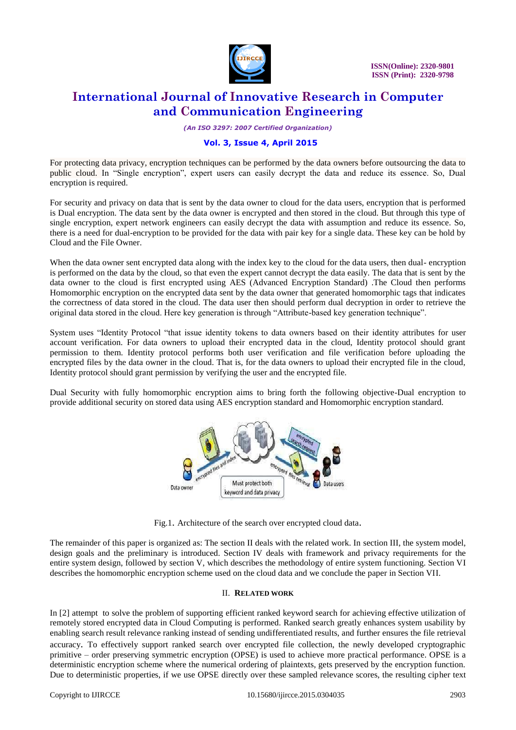For protecting data privacy, encryption techniques can be performed by the data owners before outsourcing the data to public cloud. In "Single encryption", expert users can easily decrypt the data and reduce its essence. So, Dual encryption is required.

For security and privacy on data that is sent by the data owner to cloud for the data users, encryption that is performed is Dual encryption. The data sent by the data owner is encrypted and then stored in the cloud. But through this type of single encryption, expert network engineers can easily decrypt the data with assumption and reduce its essence. So, there is a need for dual-encryption to be provided for the data with pair key for a single data. These key can be hold by Cloud and the File Owner.

When the data owner sent encrypted data along with the index key to the cloud for the data users, then dual- encryption is performed on the data by the cloud, so that even the expert cannot decrypt the data easily. The data that is sent by the data owner to the cloud is first encrypted using AES (Advanced Encryption Standard) .The Cloud then performs Homomorphic encryption on the encrypted data sent by the data owner that generated homomorphic tags that indicates the correctness of data stored in the cloud. The data user then should perform dual decryption in order to retrieve the original data stored in the cloud. Here key generation is through "Attribute-based key generation technique".

System uses "Identity Protocol "that issue identity tokens to data owners based on their identity attributes for user account verification. For data owners to upload their encrypted data in the cloud, Identity protocol should grant permission to them. Identity protocol performs both user verification and file verification before uploading the encrypted files by the data owner in the cloud. That is, for the data owners to upload their encrypted file in the cloud, Identity protocol should grant permission by verifying the user and the encrypted file.

Dual Security with fully homomorphic encryption aims to bring forth the following objective-Dual encryption to provide additional security on stored data using AES encryption standard and Homomorphic encryption standard.

Fig.1. Architecture of the search over encrypted cloud data.

The remainder of this paper is organized as: The section II deals with the related work. In section III, the system model, design goals and the preliminary is introduced. Section IV deals with framework and privacy requirements for the entire system design, followed by section V, which describes the methodology of entire system functioning. Section VI describes the homomorphic encryption scheme used on the cloud data and we conclude the paper in Section VII.

## II. Related Work

In [2] attempt to solve the problem of supporting efficient ranked keyword search for achieving effective utilization of remotely stored encrypted data in Cloud Computing is performed. Ranked search greatly enhances system usability by enabling search result relevance ranking instead of sending undifferentiated results, and further ensures the file retrieval accuracy. To effectively support ranked search over encrypted file collection, the newly developed cryptographic primitive – order preserving symmetric encryption (OPSE) is used to achieve more practical performance. OPSE is a deterministic encryption scheme where the numerical ordering of plaintexts, gets preserved by the encryption function. Due to deterministic properties, if we use OPSE directly over these sampled relevance scores, the resulting cipher text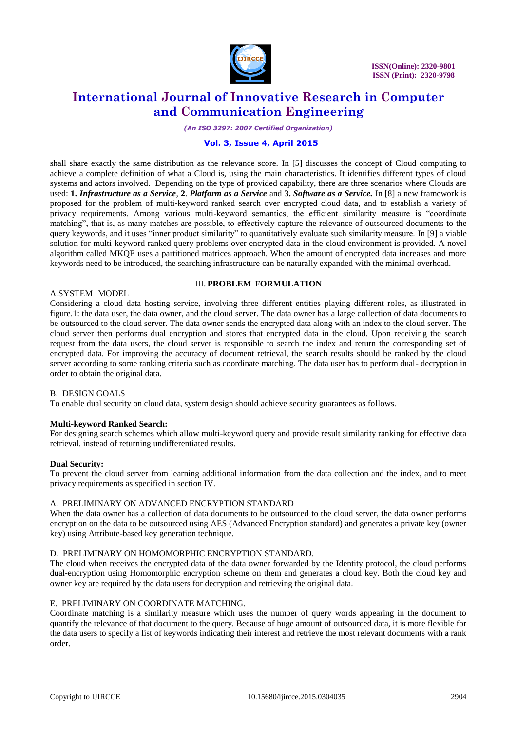shall share exactly the same distribution as the relevance score. In [5] discusses the concept of Cloud computing to achieve a complete definition of what a Cloud is, using the main characteristics. It identifies different types of cloud systems and actors involved. Depending on the type of provided capability, there are three scenarios where Clouds are used: **1.** ***Infrastructure as a Service***, **2**. ***Platform as a Service*** and **3.** ***Software as a Service.*** In [8] a new framework is proposed for the problem of multi-keyword ranked search over encrypted cloud data, and to establish a variety of privacy requirements. Among various multi-keyword semantics, the efficient similarity measure is "coordinate matching", that is, as many matches are possible, to effectively capture the relevance of outsourced documents to the query keywords, and it uses "inner product similarity" to quantitatively evaluate such similarity measure. In [9] a viable solution for multi-keyword ranked query problems over encrypted data in the cloud environment is provided. A novel algorithm called MKQE uses a partitioned matrices approach. When the amount of encrypted data increases and more keywords need to be introduced, the searching infrastructure can be naturally expanded with the minimal overhead.

## III. PROBLEM FORMULATION

### A.SYSTEM MODEL

Considering a cloud data hosting service, involving three different entities playing different roles, as illustrated in figure.1: the data user, the data owner, and the cloud server. The data owner has a large collection of data documents to be outsourced to the cloud server. The data owner sends the encrypted data along with an index to the cloud server. The cloud server then performs dual encryption and stores that encrypted data in the cloud. Upon receiving the search request from the data users, the cloud server is responsible to search the index and return the corresponding set of encrypted data. For improving the accuracy of document retrieval, the search results should be ranked by the cloud server according to some ranking criteria such as coordinate matching. The data user has to perform dual- decryption in order to obtain the original data.

### B. DESIGN GOALS

To enable dual security on cloud data, system design should achieve security guarantees as follows.

**Multi-keyword Ranked Search:**
For designing search schemes which allow multi-keyword query and provide result similarity ranking for effective data retrieval, instead of returning undifferentiated results.

**Dual Security:**
To prevent the cloud server from learning additional information from the data collection and the index, and to meet privacy requirements as specified in section IV.

### A. PRELIMINARY ON ADVANCED ENCRYPTION STANDARD

When the data owner has a collection of data documents to be outsourced to the cloud server, the data owner performs encryption on the data to be outsourced using AES (Advanced Encryption standard) and generates a private key (owner key) using Attribute-based key generation technique.

### D. PRELIMINARY ON HOMOMORPHIC ENCRYPTION STANDARD.

The cloud when receives the encrypted data of the data owner forwarded by the Identity protocol, the cloud performs dual-encryption using Homomorphic encryption scheme on them and generates a cloud key. Both the cloud key and owner key are required by the data users for decryption and retrieving the original data.

### E. PRELIMINARY ON COORDINATE MATCHING.

Coordinate matching is a similarity measure which uses the number of query words appearing in the document to quantify the relevance of that document to the query. Because of huge amount of outsourced data, it is more flexible for the data users to specify a list of keywords indicating their interest and retrieve the most relevant documents with a rank order.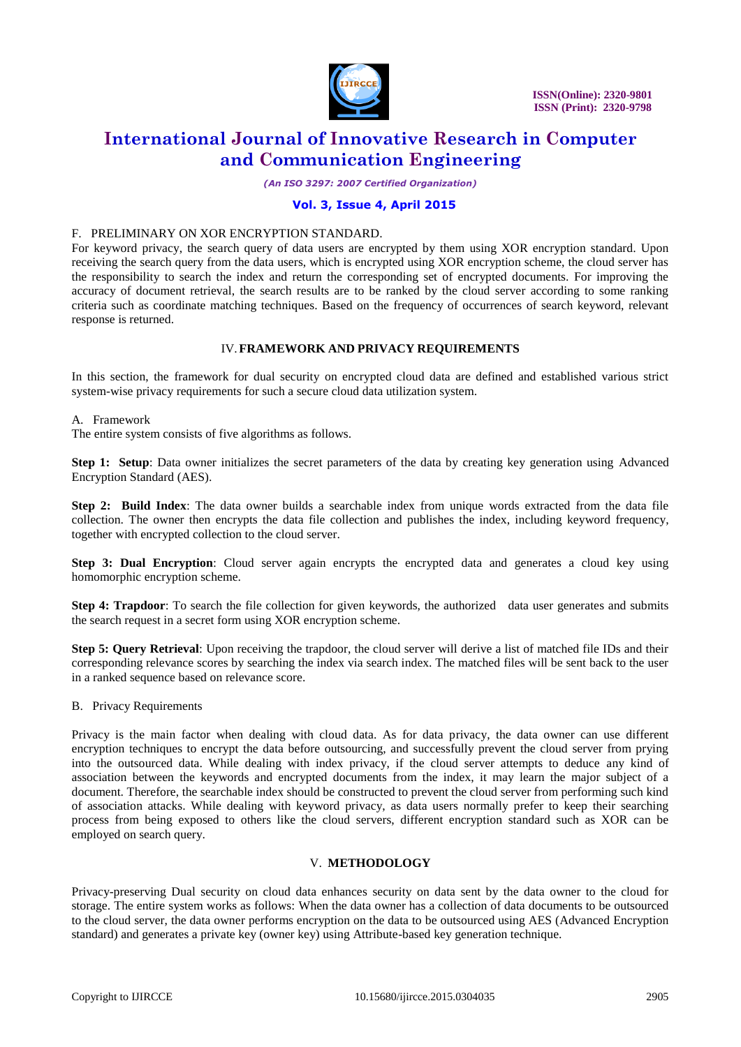F. PRELIMINARY ON XOR ENCRYPTION STANDARD.

For keyword privacy, the search query of data users are encrypted by them using XOR encryption standard. Upon receiving the search query from the data users, which is encrypted using XOR encryption scheme, the cloud server has the responsibility to search the index and return the corresponding set of encrypted documents. For improving the accuracy of document retrieval, the search results are to be ranked by the cloud server according to some ranking criteria such as coordinate matching techniques. Based on the frequency of occurrences of search keyword, relevant response is returned.

## IV. FRAMEWORK AND PRIVACY REQUIREMENTS

In this section, the framework for dual security on encrypted cloud data are defined and established various strict system-wise privacy requirements for such a secure cloud data utilization system.

### A. Framework

The entire system consists of five algorithms as follows.

**Step 1: Setup**: Data owner initializes the secret parameters of the data by creating key generation using Advanced Encryption Standard (AES).

**Step 2: Build Index**: The data owner builds a searchable index from unique words extracted from the data file collection. The owner then encrypts the data file collection and publishes the index, including keyword frequency, together with encrypted collection to the cloud server.

**Step 3: Dual Encryption**: Cloud server again encrypts the encrypted data and generates a cloud key using homomorphic encryption scheme.

**Step 4: Trapdoor**: To search the file collection for given keywords, the authorized data user generates and submits the search request in a secret form using XOR encryption scheme.

**Step 5: Query Retrieval**: Upon receiving the trapdoor, the cloud server will derive a list of matched file IDs and their corresponding relevance scores by searching the index via search index. The matched files will be sent back to the user in a ranked sequence based on relevance score.

### B. Privacy Requirements

Privacy is the main factor when dealing with cloud data. As for data privacy, the data owner can use different encryption techniques to encrypt the data before outsourcing, and successfully prevent the cloud server from prying into the outsourced data. While dealing with index privacy, if the cloud server attempts to deduce any kind of association between the keywords and encrypted documents from the index, it may learn the major subject of a document. Therefore, the searchable index should be constructed to prevent the cloud server from performing such kind of association attacks. While dealing with keyword privacy, as data users normally prefer to keep their searching process from being exposed to others like the cloud servers, different encryption standard such as XOR can be employed on search query.

## V. METHODOLOGY

Privacy-preserving Dual security on cloud data enhances security on data sent by the data owner to the cloud for storage. The entire system works as follows: When the data owner has a collection of data documents to be outsourced to the cloud server, the data owner performs encryption on the data to be outsourced using AES (Advanced Encryption standard) and generates a private key (owner key) using Attribute-based key generation technique.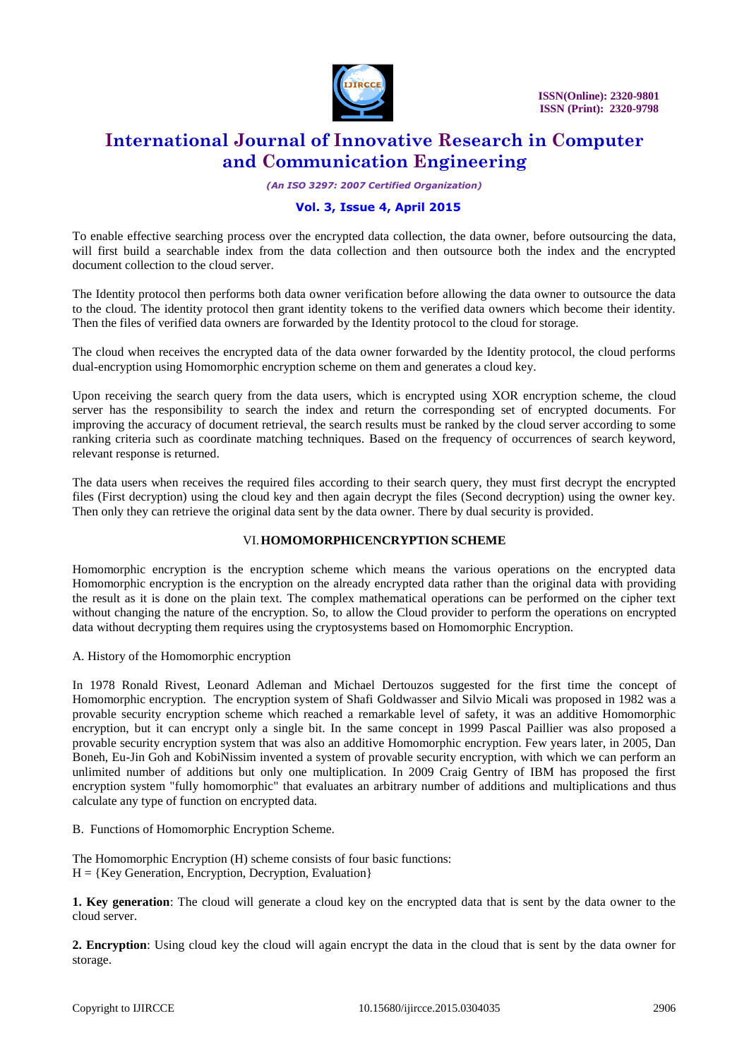To enable effective searching process over the encrypted data collection, the data owner, before outsourcing the data, will first build a searchable index from the data collection and then outsource both the index and the encrypted document collection to the cloud server.

The Identity protocol then performs both data owner verification before allowing the data owner to outsource the data to the cloud. The identity protocol then grant identity tokens to the verified data owners which become their identity. Then the files of verified data owners are forwarded by the Identity protocol to the cloud for storage.

The cloud when receives the encrypted data of the data owner forwarded by the Identity protocol, the cloud performs dual-encryption using Homomorphic encryption scheme on them and generates a cloud key.

Upon receiving the search query from the data users, which is encrypted using XOR encryption scheme, the cloud server has the responsibility to search the index and return the corresponding set of encrypted documents. For improving the accuracy of document retrieval, the search results must be ranked by the cloud server according to some ranking criteria such as coordinate matching techniques. Based on the frequency of occurrences of search keyword, relevant response is returned.

The data users when receives the required files according to their search query, they must first decrypt the encrypted files (First decryption) using the cloud key and then again decrypt the files (Second decryption) using the owner key. Then only they can retrieve the original data sent by the data owner. There by dual security is provided.

## VI. HOMOMORPHICENCRYPTION SCHEME

Homomorphic encryption is the encryption scheme which means the various operations on the encrypted data Homomorphic encryption is the encryption on the already encrypted data rather than the original data with providing the result as it is done on the plain text. The complex mathematical operations can be performed on the cipher text without changing the nature of the encryption. So, to allow the Cloud provider to perform the operations on encrypted data without decrypting them requires using the cryptosystems based on Homomorphic Encryption.

A. History of the Homomorphic encryption

In 1978 Ronald Rivest, Leonard Adleman and Michael Dertouzos suggested for the first time the concept of Homomorphic encryption. The encryption system of Shafi Goldwasser and Silvio Micali was proposed in 1982 was a provable security encryption scheme which reached a remarkable level of safety, it was an additive Homomorphic encryption, but it can encrypt only a single bit. In the same concept in 1999 Pascal Paillier was also proposed a provable security encryption system that was also an additive Homomorphic encryption. Few years later, in 2005, Dan Boneh, Eu-Jin Goh and KobiNissim invented a system of provable security encryption, with which we can perform an unlimited number of additions but only one multiplication. In 2009 Craig Gentry of IBM has proposed the first encryption system "fully homomorphic" that evaluates an arbitrary number of additions and multiplications and thus calculate any type of function on encrypted data.

B. Functions of Homomorphic Encryption Scheme.

The Homomorphic Encryption (H) scheme consists of four basic functions:
H = {Key Generation, Encryption, Decryption, Evaluation}

**1. Key generation**: The cloud will generate a cloud key on the encrypted data that is sent by the data owner to the cloud server.

**2. Encryption**: Using cloud key the cloud will again encrypt the data in the cloud that is sent by the data owner for storage.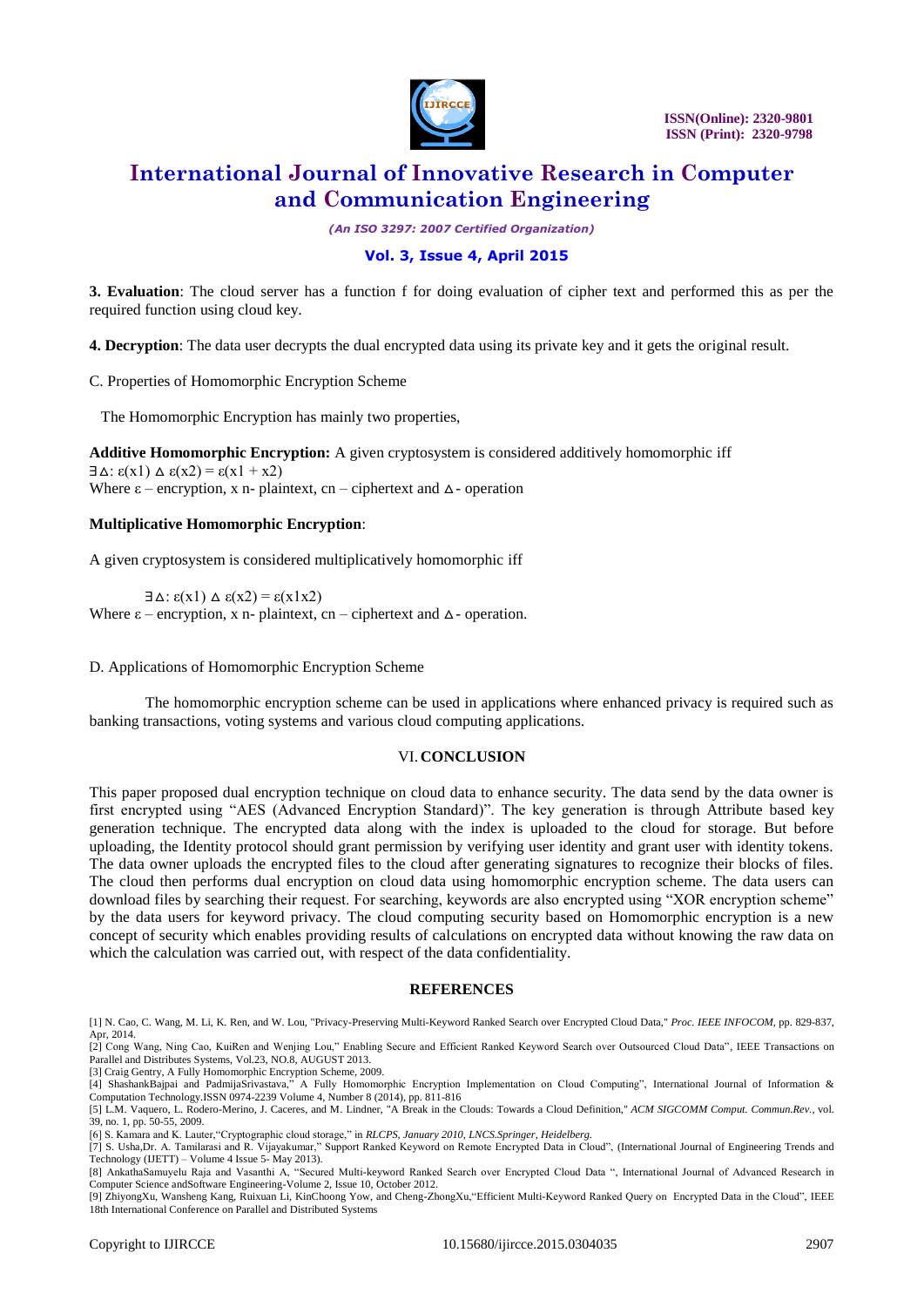**3. Evaluation**: The cloud server has a function f for doing evaluation of cipher text and performed this as per the required function using cloud key.

**4. Decryption**: The data user decrypts the dual encrypted data using its private key and it gets the original result.

C. Properties of Homomorphic Encryption Scheme

The Homomorphic Encryption has mainly two properties,

**Additive Homomorphic Encryption:** A given cryptosystem is considered additively homomorphic iff

$\exists \Delta: \varepsilon(x1) \Delta \varepsilon(x2) = \varepsilon(x1 + x2)$

Where ε – encryption, x n- plaintext, cn – ciphertext and ∆ - operation

**Multiplicative Homomorphic Encryption**:

A given cryptosystem is considered multiplicatively homomorphic iff

$\exists \Delta: \varepsilon(x1) \Delta \varepsilon(x2) = \varepsilon(x1x2)$

Where ε – encryption, x n- plaintext, cn – ciphertext and ∆ - operation.

D. Applications of Homomorphic Encryption Scheme

The homomorphic encryption scheme can be used in applications where enhanced privacy is required such as banking transactions, voting systems and various cloud computing applications.

## VI. CONCLUSION

This paper proposed dual encryption technique on cloud data to enhance security. The data send by the data owner is first encrypted using "AES (Advanced Encryption Standard)". The key generation is through Attribute based key generation technique. The encrypted data along with the index is uploaded to the cloud for storage. But before uploading, the Identity protocol should grant permission by verifying user identity and grant user with identity tokens. The data owner uploads the encrypted files to the cloud after generating signatures to recognize their blocks of files. The cloud then performs dual encryption on cloud data using homomorphic encryption scheme. The data users can download files by searching their request. For searching, keywords are also encrypted using "XOR encryption scheme" by the data users for keyword privacy. The cloud computing security based on Homomorphic encryption is a new concept of security which enables providing results of calculations on encrypted data without knowing the raw data on which the calculation was carried out, with respect of the data confidentiality.

## REFERENCES

[1] N. Cao, C. Wang, M. Li, K. Ren, and W. Lou, "Privacy-Preserving Multi-Keyword Ranked Search over Encrypted Cloud Data," *Proc. IEEE INFOCOM*, pp. 829-837, Apr, 2014.

[2] Cong Wang, Ning Cao, KuiRen and Wenjing Lou," Enabling Secure and Efficient Ranked Keyword Search over Outsourced Cloud Data", IEEE Transactions on Parallel and Distributes Systems, Vol.23, NO.8, AUGUST 2013.

[3] Craig Gentry, A Fully Homomorphic Encryption Scheme, 2009.

[4] ShashankBajpai and PadmijaSrivastava," A Fully Homomorphic Encryption Implementation on Cloud Computing", International Journal of Information & Computation Technology.ISSN 0974-2239 Volume 4, Number 8 (2014), pp. 811-816

[5] L.M. Vaquero, L. Rodero-Merino, J. Caceres, and M. Lindner, "A Break in the Clouds: Towards a Cloud Definition," *ACM SIGCOMM Comput. Commun.Rev.*, vol. 39, no. 1, pp. 50-55, 2009.

[6] S. Kamara and K. Lauter,"Cryptographic cloud storage," in *RLCPS, January 2010, LNCS.Springer, Heidelberg.*

[7] S. Usha,Dr. A. Tamilarasi and R. Vijayakumar," Support Ranked Keyword on Remote Encrypted Data in Cloud", (International Journal of Engineering Trends and Technology (IJETT) – Volume 4 Issue 5- May 2013).

[8] AnkathaSamuyelu Raja and Vasanthi A, "Secured Multi-keyword Ranked Search over Encrypted Cloud Data ", International Journal of Advanced Research in Computer Science andSoftware Engineering-Volume 2, Issue 10, October 2012.

[9] ZhiyongXu, Wansheng Kang, Ruixuan Li, KinChoong Yow, and Cheng-ZhongXu,"Efficient Multi-Keyword Ranked Query on Encrypted Data in the Cloud", IEEE 18th International Conference on Parallel and Distributed Systems